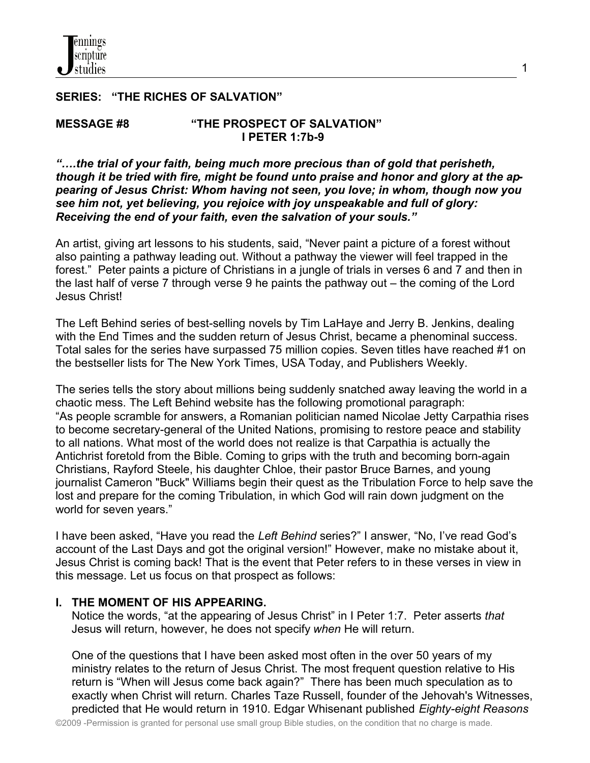**SERIES: "THE RICHES OF SALVATION"**

**MESSAGE #8 "THE PROSPECT OF SALVATION"**
**I PETER 1:7b-9**

***"….the trial of your faith, being much more precious than of gold that perisheth, though it be tried with fire, might be found unto praise and honor and glory at the appearing of Jesus Christ: Whom having not seen, you love; in whom, though now you see him not, yet believing, you rejoice with joy unspeakable and full of glory: Receiving the end of your faith, even the salvation of your souls."***

An artist, giving art lessons to his students, said, "Never paint a picture of a forest without also painting a pathway leading out. Without a pathway the viewer will feel trapped in the forest." Peter paints a picture of Christians in a jungle of trials in verses 6 and 7 and then in the last half of verse 7 through verse 9 he paints the pathway out – the coming of the Lord Jesus Christ!

The Left Behind series of best-selling novels by Tim LaHaye and Jerry B. Jenkins, dealing with the End Times and the sudden return of Jesus Christ, became a phenominal success. Total sales for the series have surpassed 75 million copies. Seven titles have reached #1 on the bestseller lists for The New York Times, USA Today, and Publishers Weekly.

The series tells the story about millions being suddenly snatched away leaving the world in a chaotic mess. The Left Behind website has the following promotional paragraph: "As people scramble for answers, a Romanian politician named Nicolae Jetty Carpathia rises to become secretary-general of the United Nations, promising to restore peace and stability to all nations. What most of the world does not realize is that Carpathia is actually the Antichrist foretold from the Bible. Coming to grips with the truth and becoming born-again Christians, Rayford Steele, his daughter Chloe, their pastor Bruce Barnes, and young journalist Cameron "Buck" Williams begin their quest as the Tribulation Force to help save the lost and prepare for the coming Tribulation, in which God will rain down judgment on the world for seven years."

I have been asked, "Have you read the *Left Behind* series?" I answer, "No, I've read God's account of the Last Days and got the original version!" However, make no mistake about it, Jesus Christ is coming back! That is the event that Peter refers to in these verses in view in this message. Let us focus on that prospect as follows:

## I. THE MOMENT OF HIS APPEARING.

Notice the words, "at the appearing of Jesus Christ" in I Peter 1:7. Peter asserts *that* Jesus will return, however, he does not specify *when* He will return.

One of the questions that I have been asked most often in the over 50 years of my ministry relates to the return of Jesus Christ. The most frequent question relative to His return is "When will Jesus come back again?" There has been much speculation as to exactly when Christ will return. Charles Taze Russell, founder of the Jehovah's Witnesses, predicted that He would return in 1910. Edgar Whisenant published *Eighty-eight Reasons*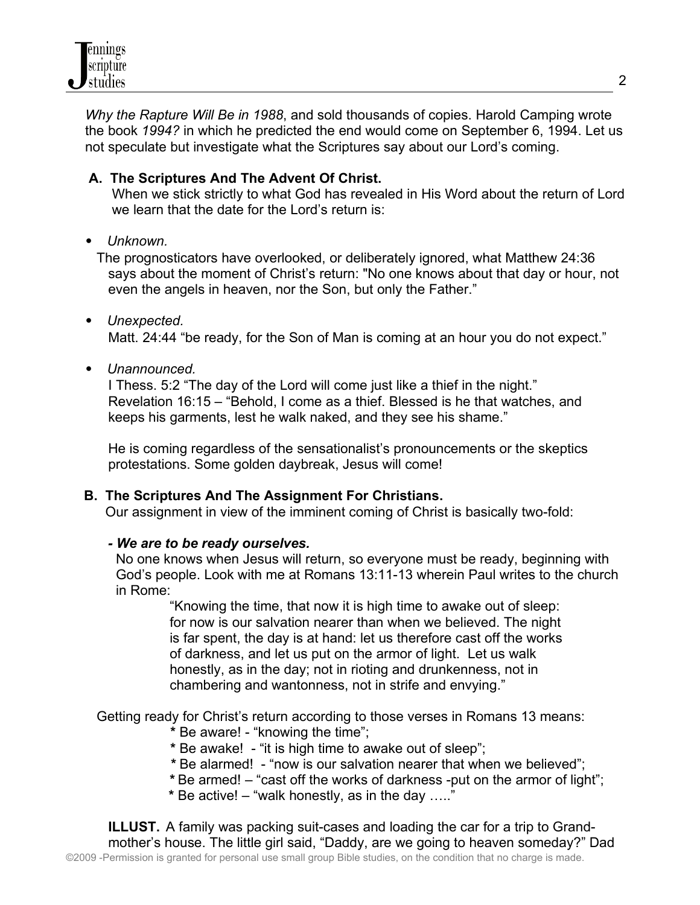*Why the Rapture Will Be in 1988*, and sold thousands of copies. Harold Camping wrote the book *1994?* in which he predicted the end would come on September 6, 1994. Let us not speculate but investigate what the Scriptures say about our Lord's coming.

**A. The Scriptures And The Advent Of Christ.**

When we stick strictly to what God has revealed in His Word about the return of Lord we learn that the date for the Lord's return is:

- *Unknown.*

  The prognosticators have overlooked, or deliberately ignored, what Matthew 24:36 says about the moment of Christ's return: "No one knows about that day or hour, not even the angels in heaven, nor the Son, but only the Father."

- *Unexpected.*

  Matt. 24:44 "be ready, for the Son of Man is coming at an hour you do not expect."

- *Unannounced.*

  I Thess. 5:2 "The day of the Lord will come just like a thief in the night."
  Revelation 16:15 – "Behold, I come as a thief. Blessed is he that watches, and keeps his garments, lest he walk naked, and they see his shame."

  He is coming regardless of the sensationalist's pronouncements or the skeptics protestations. Some golden daybreak, Jesus will come!

**B. The Scriptures And The Assignment For Christians.**

Our assignment in view of the imminent coming of Christ is basically two-fold:

***- We are to be ready ourselves.***

No one knows when Jesus will return, so everyone must be ready, beginning with God's people. Look with me at Romans 13:11-13 wherein Paul writes to the church in Rome:

> "Knowing the time, that now it is high time to awake out of sleep: for now is our salvation nearer than when we believed. The night is far spent, the day is at hand: let us therefore cast off the works of darkness, and let us put on the armor of light. Let us walk honestly, as in the day; not in rioting and drunkenness, not in chambering and wantonness, not in strife and envying."

Getting ready for Christ's return according to those verses in Romans 13 means:

- **\*** Be aware! - "knowing the time";
- **\*** Be awake! - "it is high time to awake out of sleep";
- **\*** Be alarmed! - "now is our salvation nearer that when we believed";
- **\*** Be armed! – "cast off the works of darkness -put on the armor of light";
- **\*** Be active! – "walk honestly, as in the day ….."

**ILLUST.** A family was packing suit-cases and loading the car for a trip to Grand-mother's house. The little girl said, "Daddy, are we going to heaven someday?" Dad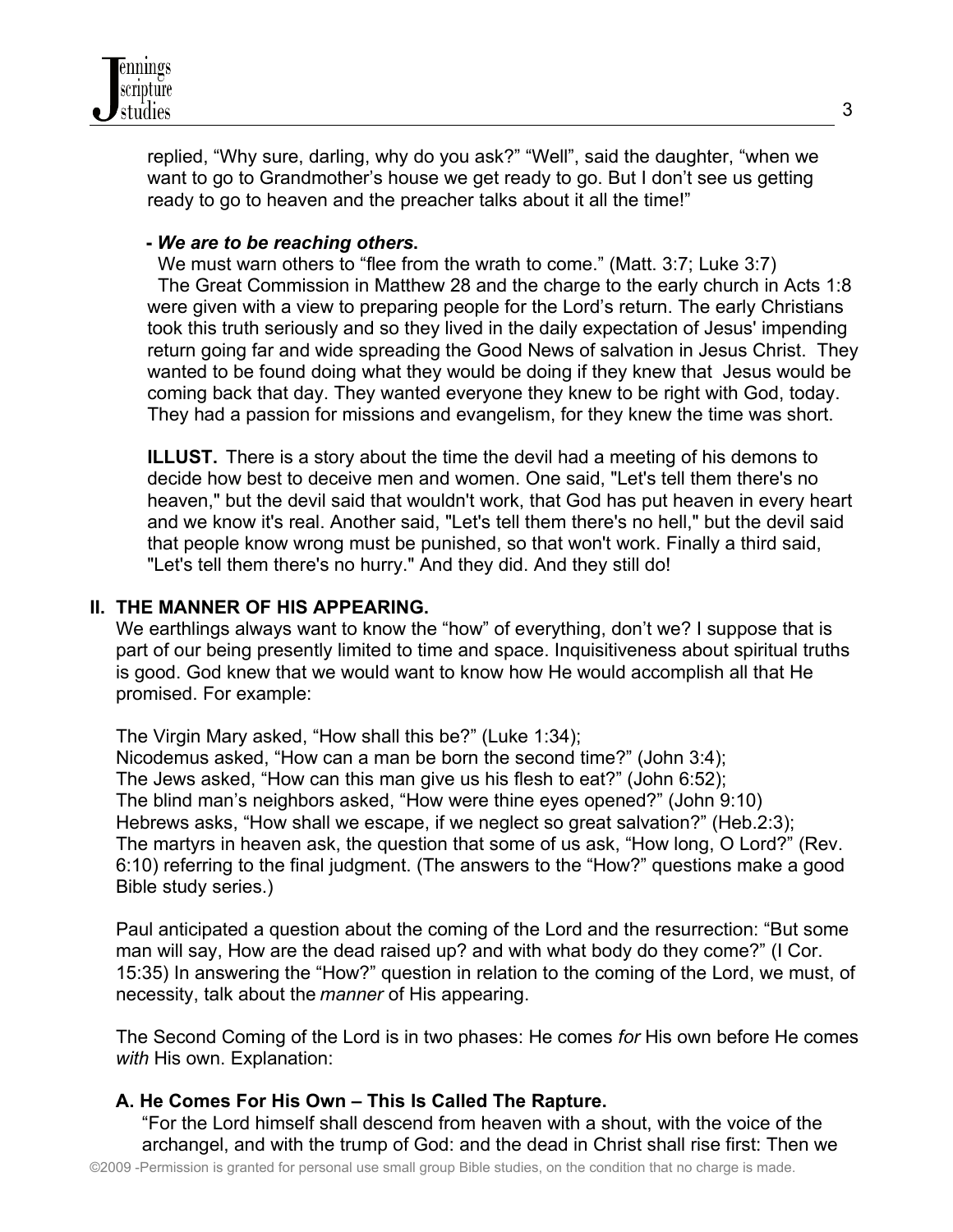replied, “Why sure, darling, why do you ask?” “Well”, said the daughter, “when we want to go to Grandmother’s house we get ready to go. But I don’t see us getting ready to go to heaven and the preacher talks about it all the time!”

**- *We are to be reaching others*.**

We must warn others to “flee from the wrath to come.” (Matt. 3:7; Luke 3:7)

The Great Commission in Matthew 28 and the charge to the early church in Acts 1:8 were given with a view to preparing people for the Lord’s return. The early Christians took this truth seriously and so they lived in the daily expectation of Jesus' impending return going far and wide spreading the Good News of salvation in Jesus Christ. They wanted to be found doing what they would be doing if they knew that Jesus would be coming back that day. They wanted everyone they knew to be right with God, today. They had a passion for missions and evangelism, for they knew the time was short.

**ILLUST.** There is a story about the time the devil had a meeting of his demons to decide how best to deceive men and women. One said, "Let's tell them there's no heaven," but the devil said that wouldn't work, that God has put heaven in every heart and we know it's real. Another said, "Let's tell them there's no hell," but the devil said that people know wrong must be punished, so that won't work. Finally a third said, "Let's tell them there's no hurry." And they did. And they still do!

## II. THE MANNER OF HIS APPEARING.

We earthlings always want to know the “how” of everything, don’t we? I suppose that is part of our being presently limited to time and space. Inquisitiveness about spiritual truths is good. God knew that we would want to know how He would accomplish all that He promised. For example:

The Virgin Mary asked, “How shall this be?” (Luke 1:34);
Nicodemus asked, “How can a man be born the second time?” (John 3:4);
The Jews asked, “How can this man give us his flesh to eat?” (John 6:52);
The blind man’s neighbors asked, “How were thine eyes opened?” (John 9:10)
Hebrews asks, “How shall we escape, if we neglect so great salvation?” (Heb.2:3);
The martyrs in heaven ask, the question that some of us ask, “How long, O Lord?” (Rev. 6:10) referring to the final judgment. (The answers to the “How?” questions make a good Bible study series.)

Paul anticipated a question about the coming of the Lord and the resurrection: “But some man will say, How are the dead raised up? and with what body do they come?” (I Cor. 15:35) In answering the “How?” question in relation to the coming of the Lord, we must, of necessity, talk about the *manner* of His appearing.

The Second Coming of the Lord is in two phases: He comes *for* His own before He comes *with* His own. Explanation:

### A. He Comes For His Own – This Is Called The Rapture.

“For the Lord himself shall descend from heaven with a shout, with the voice of the archangel, and with the trump of God: and the dead in Christ shall rise first: Then we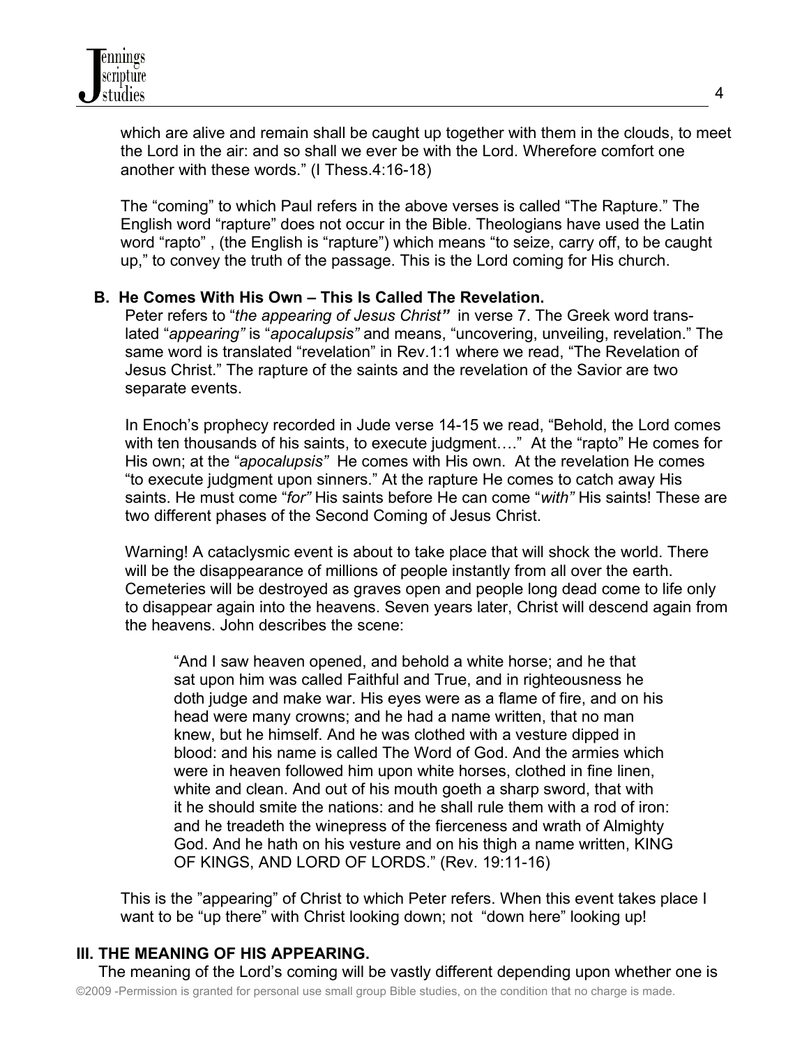which are alive and remain shall be caught up together with them in the clouds, to meet the Lord in the air: and so shall we ever be with the Lord. Wherefore comfort one another with these words." (I Thess.4:16-18)

The "coming" to which Paul refers in the above verses is called "The Rapture." The English word "rapture" does not occur in the Bible. Theologians have used the Latin word "rapto" , (the English is "rapture") which means "to seize, carry off, to be caught up," to convey the truth of the passage. This is the Lord coming for His church.

### B. He Comes With His Own – This Is Called The Revelation.

Peter refers to "*the appearing of Jesus Christ*" in verse 7. The Greek word translated "*appearing*" is "*apocalupsis*" and means, "uncovering, unveiling, revelation." The same word is translated "revelation" in Rev.1:1 where we read, "The Revelation of Jesus Christ." The rapture of the saints and the revelation of the Savior are two separate events.

In Enoch's prophecy recorded in Jude verse 14-15 we read, "Behold, the Lord comes with ten thousands of his saints, to execute judgment…." At the "rapto" He comes for His own; at the "*apocalupsis*" He comes with His own. At the revelation He comes "to execute judgment upon sinners." At the rapture He comes to catch away His saints. He must come "*for*" His saints before He can come "*with*" His saints! These are two different phases of the Second Coming of Jesus Christ.

Warning! A cataclysmic event is about to take place that will shock the world. There will be the disappearance of millions of people instantly from all over the earth. Cemeteries will be destroyed as graves open and people long dead come to life only to disappear again into the heavens. Seven years later, Christ will descend again from the heavens. John describes the scene:

> "And I saw heaven opened, and behold a white horse; and he that sat upon him was called Faithful and True, and in righteousness he doth judge and make war. His eyes were as a flame of fire, and on his head were many crowns; and he had a name written, that no man knew, but he himself. And he was clothed with a vesture dipped in blood: and his name is called The Word of God. And the armies which were in heaven followed him upon white horses, clothed in fine linen, white and clean. And out of his mouth goeth a sharp sword, that with it he should smite the nations: and he shall rule them with a rod of iron: and he treadeth the winepress of the fierceness and wrath of Almighty God. And he hath on his vesture and on his thigh a name written, KING OF KINGS, AND LORD OF LORDS." (Rev. 19:11-16)

This is the "appearing" of Christ to which Peter refers. When this event takes place I want to be "up there" with Christ looking down; not "down here" looking up!

## III. THE MEANING OF HIS APPEARING.

The meaning of the Lord's coming will be vastly different depending upon whether one is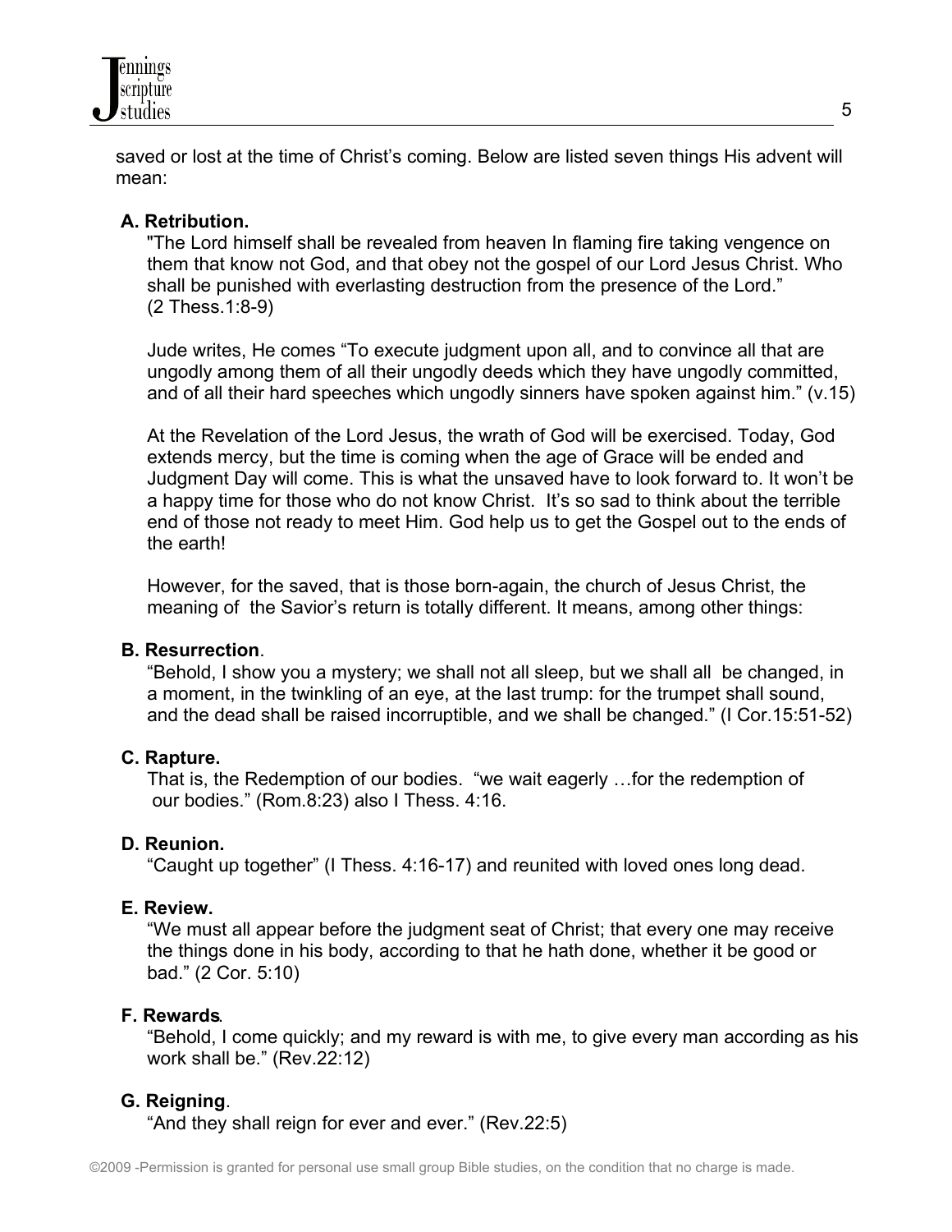saved or lost at the time of Christ's coming. Below are listed seven things His advent will mean:

**A. Retribution.**

"The Lord himself shall be revealed from heaven In flaming fire taking vengence on them that know not God, and that obey not the gospel of our Lord Jesus Christ. Who shall be punished with everlasting destruction from the presence of the Lord." (2 Thess.1:8-9)

Jude writes, He comes "To execute judgment upon all, and to convince all that are ungodly among them of all their ungodly deeds which they have ungodly committed, and of all their hard speeches which ungodly sinners have spoken against him." (v.15)

At the Revelation of the Lord Jesus, the wrath of God will be exercised. Today, God extends mercy, but the time is coming when the age of Grace will be ended and Judgment Day will come. This is what the unsaved have to look forward to. It won't be a happy time for those who do not know Christ. It's so sad to think about the terrible end of those not ready to meet Him. God help us to get the Gospel out to the ends of the earth!

However, for the saved, that is those born-again, the church of Jesus Christ, the meaning of the Savior's return is totally different. It means, among other things:

**B. Resurrection**.

"Behold, I show you a mystery; we shall not all sleep, but we shall all be changed, in a moment, in the twinkling of an eye, at the last trump: for the trumpet shall sound, and the dead shall be raised incorruptible, and we shall be changed." (I Cor.15:51-52)

**C. Rapture.**

That is, the Redemption of our bodies. "we wait eagerly …for the redemption of our bodies." (Rom.8:23) also I Thess. 4:16.

**D. Reunion.**

"Caught up together" (I Thess. 4:16-17) and reunited with loved ones long dead.

**E. Review.**

"We must all appear before the judgment seat of Christ; that every one may receive the things done in his body, according to that he hath done, whether it be good or bad." (2 Cor. 5:10)

**F. Rewards**.

"Behold, I come quickly; and my reward is with me, to give every man according as his work shall be." (Rev.22:12)

**G. Reigning**.

"And they shall reign for ever and ever." (Rev.22:5)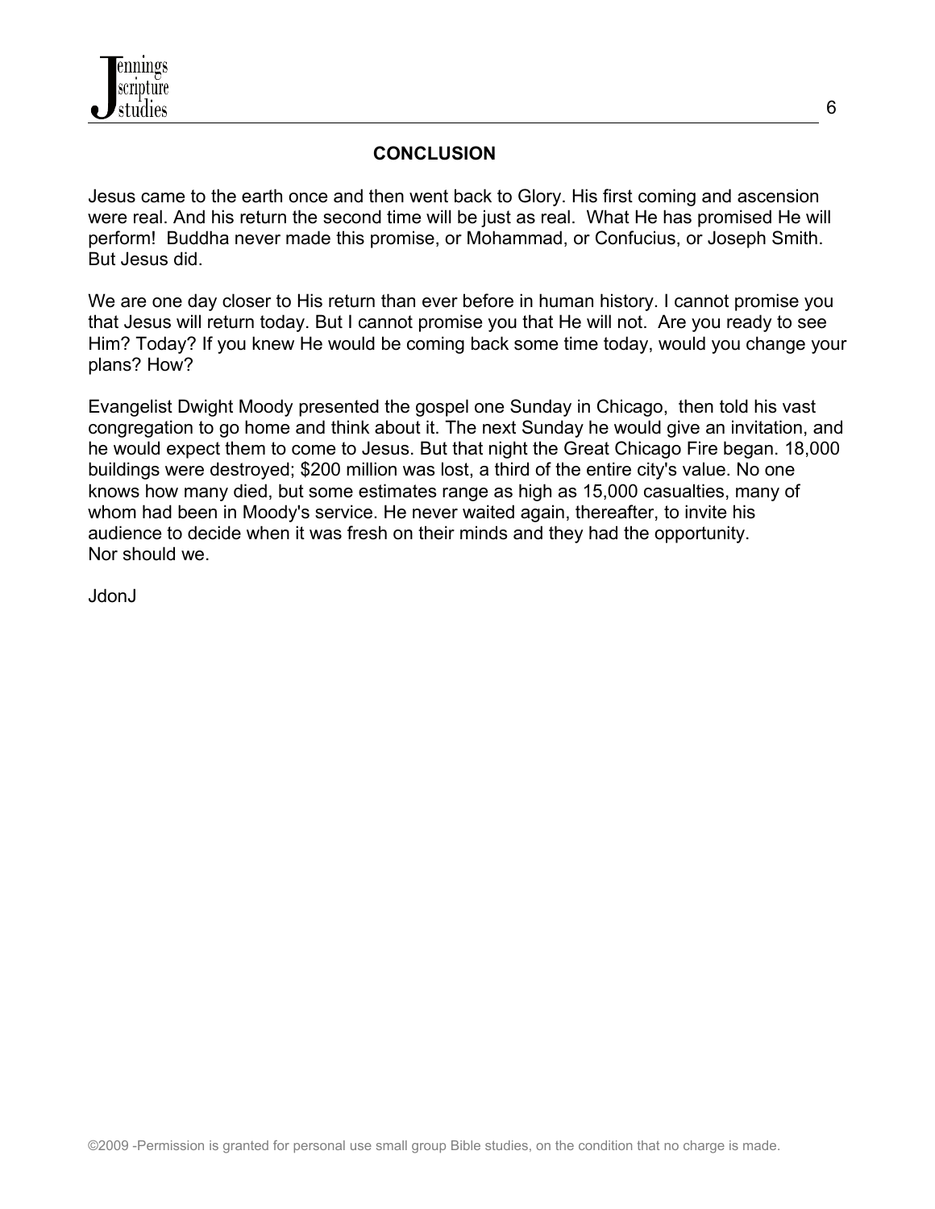## CONCLUSION

Jesus came to the earth once and then went back to Glory. His first coming and ascension were real. And his return the second time will be just as real. What He has promised He will perform! Buddha never made this promise, or Mohammad, or Confucius, or Joseph Smith. But Jesus did.

We are one day closer to His return than ever before in human history. I cannot promise you that Jesus will return today. But I cannot promise you that He will not. Are you ready to see Him? Today? If you knew He would be coming back some time today, would you change your plans? How?

Evangelist Dwight Moody presented the gospel one Sunday in Chicago, then told his vast congregation to go home and think about it. The next Sunday he would give an invitation, and he would expect them to come to Jesus. But that night the Great Chicago Fire began. 18,000 buildings were destroyed; $200 million was lost, a third of the entire city's value. No one knows how many died, but some estimates range as high as 15,000 casualties, many of whom had been in Moody's service. He never waited again, thereafter, to invite his audience to decide when it was fresh on their minds and they had the opportunity.
Nor should we.

JdonJ

©2009 -Permission is granted for personal use small group Bible studies, on the condition that no charge is made.